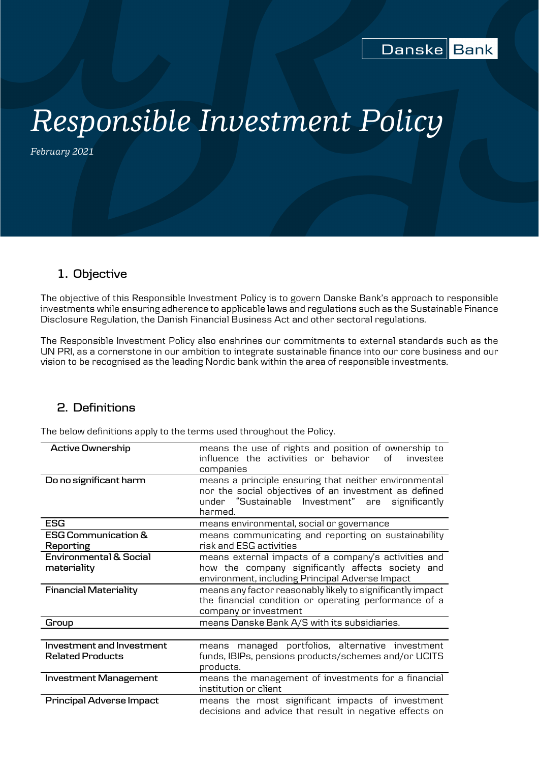Danske Bank

# *Responsible Investment Policy*

*February 2021*

## 1. Objective

The objective of this Responsible Investment Policy is to govern Danske Bank's approach to responsible investments while ensuring adherence to applicable laws and regulations such as the Sustainable Finance Disclosure Regulation, the Danish Financial Business Act and other sectoral regulations.

The Responsible Investment Policy also enshrines our commitments to external standards such as the UN PRI, as a cornerstone in our ambition to integrate sustainable finance into our core business and our vision to be recognised as the leading Nordic bank within the area of responsible investments.

## 2. Definitions

The below definitions apply to the terms used throughout the Policy.

| Term | Definition |
|---|---|
| **Active Ownership** | means the use of rights and position of ownership to influence the activities or behavior of investee companies |
| **Do no significant harm** | means a principle ensuring that neither environmental nor the social objectives of an investment as defined under "Sustainable Investment" are significantly harmed. |
| **ESG** | means environmental, social or governance |
| **ESG Communication & Reporting** | means communicating and reporting on sustainability risk and ESG activities |
| **Environmental & Social materiality** | means external impacts of a company's activities and how the company significantly affects society and environment, including Principal Adverse Impact |
| **Financial Materiality** | means any factor reasonably likely to significantly impact the financial condition or operating performance of a company or investment |
| **Group** | means Danske Bank A/S with its subsidiaries. |
| **Investment and Investment Related Products** | means managed portfolios, alternative investment funds, IBIPs, pensions products/schemes and/or UCITS products. |
| **Investment Management** | means the management of investments for a financial institution or client |
| **Principal Adverse Impact** | means the most significant impacts of investment decisions and advice that result in negative effects on |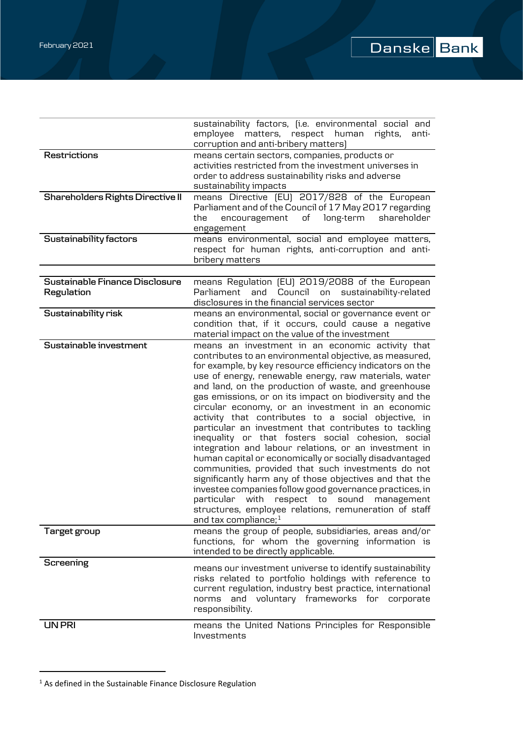| | |
|---|---|
| | sustainability factors, (i.e. environmental social and employee matters, respect human rights, anti-corruption and anti-bribery matters) |
| **Restrictions** | means certain sectors, companies, products or activities restricted from the investment universes in order to address sustainability risks and adverse sustainability impacts |
| **Shareholders Rights Directive II** | means Directive (EU) 2017/828 of the European Parliament and of the Council of 17 May 2017 regarding the encouragement of long-term shareholder engagement |
| **Sustainability factors** | means environmental, social and employee matters, respect for human rights, anti-corruption and anti-bribery matters |
| **Sustainable Finance Disclosure Regulation** | means Regulation (EU) 2019/2088 of the European Parliament and Council on sustainability-related disclosures in the financial services sector |
| **Sustainability risk** | means an environmental, social or governance event or condition that, if it occurs, could cause a negative material impact on the value of the investment |
| **Sustainable investment** | means an investment in an economic activity that contributes to an environmental objective, as measured, for example, by key resource efficiency indicators on the use of energy, renewable energy, raw materials, water and land, on the production of waste, and greenhouse gas emissions, or on its impact on biodiversity and the circular economy, or an investment in an economic activity that contributes to a social objective, in particular an investment that contributes to tackling inequality or that fosters social cohesion, social integration and labour relations, or an investment in human capital or economically or socially disadvantaged communities, provided that such investments do not significantly harm any of those objectives and that the investee companies follow good governance practices, in particular with respect to sound management structures, employee relations, remuneration of staff and tax compliance;[1] |
| **Target group** | means the group of people, subsidiaries, areas and/or functions, for whom the governing information is intended to be directly applicable. |
| **Screening** | means our investment universe to identify sustainability risks related to portfolio holdings with reference to current regulation, industry best practice, international norms and voluntary frameworks for corporate responsibility. |
| **UN PRI** | means the United Nations Principles for Responsible Investments |

[1] As defined in the Sustainable Finance Disclosure Regulation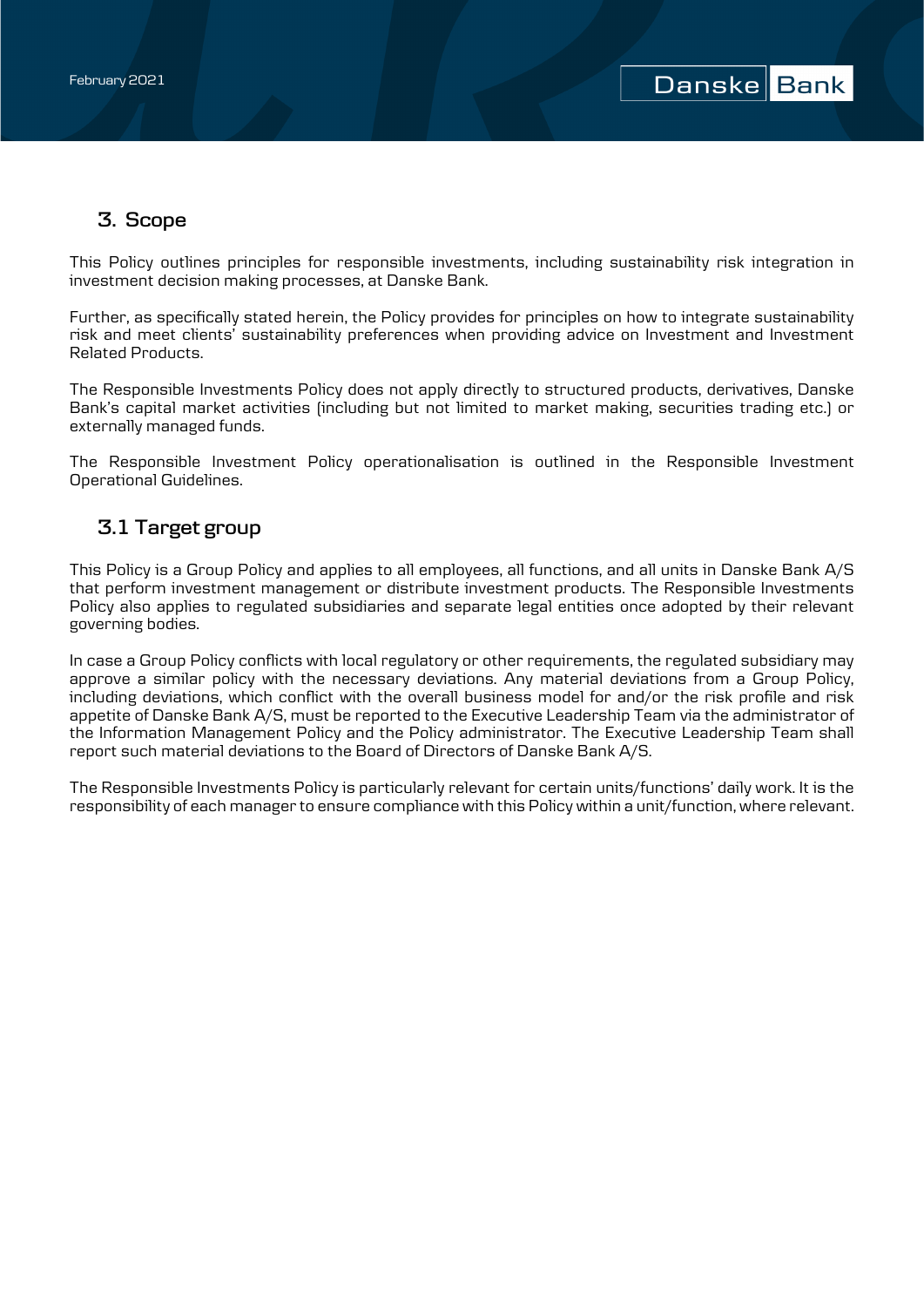## 3. Scope

This Policy outlines principles for responsible investments, including sustainability risk integration in investment decision making processes, at Danske Bank.

Further, as specifically stated herein, the Policy provides for principles on how to integrate sustainability risk and meet clients' sustainability preferences when providing advice on Investment and Investment Related Products.

The Responsible Investments Policy does not apply directly to structured products, derivatives, Danske Bank's capital market activities (including but not limited to market making, securities trading etc.) or externally managed funds.

The Responsible Investment Policy operationalisation is outlined in the Responsible Investment Operational Guidelines.

### 3.1 Target group

This Policy is a Group Policy and applies to all employees, all functions, and all units in Danske Bank A/S that perform investment management or distribute investment products. The Responsible Investments Policy also applies to regulated subsidiaries and separate legal entities once adopted by their relevant governing bodies.

In case a Group Policy conflicts with local regulatory or other requirements, the regulated subsidiary may approve a similar policy with the necessary deviations. Any material deviations from a Group Policy, including deviations, which conflict with the overall business model for and/or the risk profile and risk appetite of Danske Bank A/S, must be reported to the Executive Leadership Team via the administrator of the Information Management Policy and the Policy administrator. The Executive Leadership Team shall report such material deviations to the Board of Directors of Danske Bank A/S.

The Responsible Investments Policy is particularly relevant for certain units/functions' daily work. It is the responsibility of each manager to ensure compliance with this Policy within a unit/function, where relevant.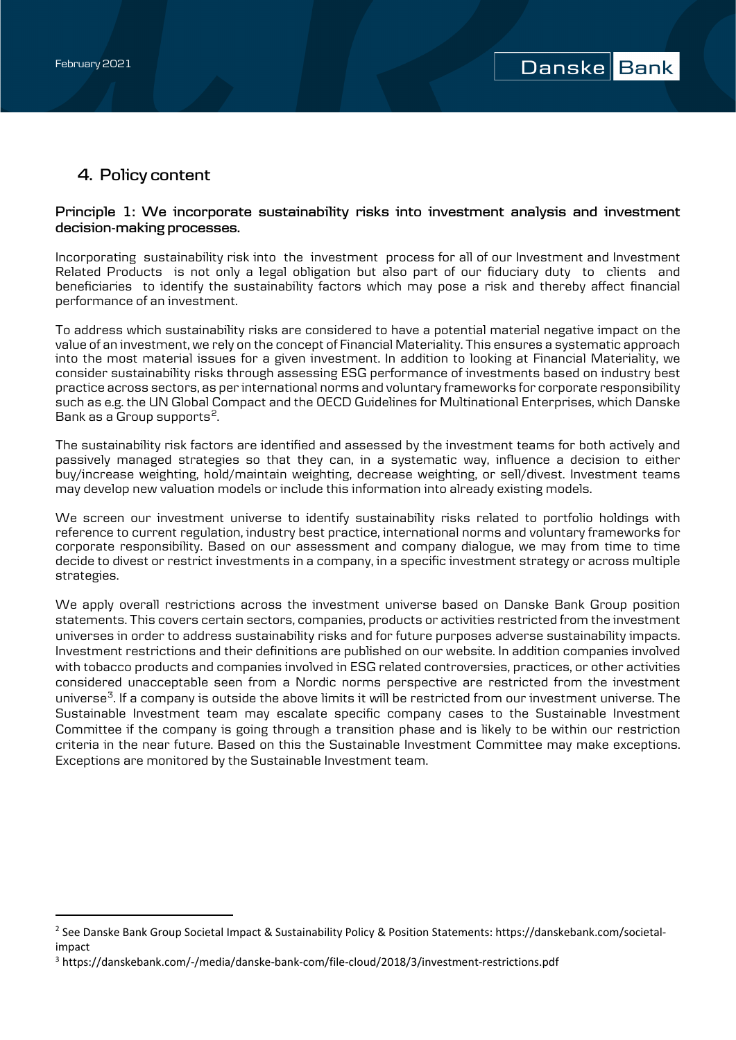## 4. Policy content

**Principle 1: We incorporate sustainability risks into investment analysis and investment decision-making processes.**

Incorporating sustainability risk into the investment process for all of our Investment and Investment Related Products is not only a legal obligation but also part of our fiduciary duty to clients and beneficiaries to identify the sustainability factors which may pose a risk and thereby affect financial performance of an investment.

To address which sustainability risks are considered to have a potential material negative impact on the value of an investment, we rely on the concept of Financial Materiality. This ensures a systematic approach into the most material issues for a given investment. In addition to looking at Financial Materiality, we consider sustainability risks through assessing ESG performance of investments based on industry best practice across sectors, as per international norms and voluntary frameworks for corporate responsibility such as e.g. the UN Global Compact and the OECD Guidelines for Multinational Enterprises, which Danske Bank as a Group supports[2].

The sustainability risk factors are identified and assessed by the investment teams for both actively and passively managed strategies so that they can, in a systematic way, influence a decision to either buy/increase weighting, hold/maintain weighting, decrease weighting, or sell/divest. Investment teams may develop new valuation models or include this information into already existing models.

We screen our investment universe to identify sustainability risks related to portfolio holdings with reference to current regulation, industry best practice, international norms and voluntary frameworks for corporate responsibility. Based on our assessment and company dialogue, we may from time to time decide to divest or restrict investments in a company, in a specific investment strategy or across multiple strategies.

We apply overall restrictions across the investment universe based on Danske Bank Group position statements. This covers certain sectors, companies, products or activities restricted from the investment universes in order to address sustainability risks and for future purposes adverse sustainability impacts. Investment restrictions and their definitions are published on our website. In addition companies involved with tobacco products and companies involved in ESG related controversies, practices, or other activities considered unacceptable seen from a Nordic norms perspective are restricted from the investment universe[3]. If a company is outside the above limits it will be restricted from our investment universe. The Sustainable Investment team may escalate specific company cases to the Sustainable Investment Committee if the company is going through a transition phase and is likely to be within our restriction criteria in the near future. Based on this the Sustainable Investment Committee may make exceptions. Exceptions are monitored by the Sustainable Investment team.

---

[2] See Danske Bank Group Societal Impact & Sustainability Policy & Position Statements: https://danskebank.com/societal-impact

[3] https://danskebank.com/-/media/danske-bank-com/file-cloud/2018/3/investment-restrictions.pdf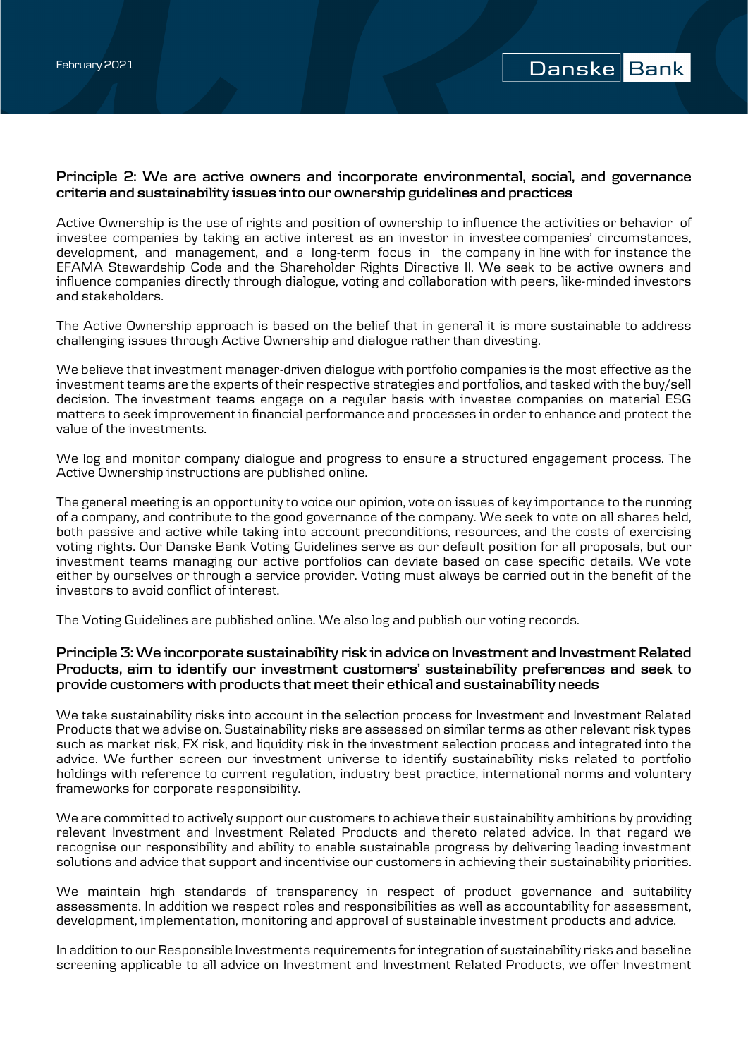### Principle 2: We are active owners and incorporate environmental, social, and governance criteria and sustainability issues into our ownership guidelines and practices

Active Ownership is the use of rights and position of ownership to influence the activities or behavior of investee companies by taking an active interest as an investor in investee companies' circumstances, development, and management, and a long-term focus in the company in line with for instance the EFAMA Stewardship Code and the Shareholder Rights Directive II. We seek to be active owners and influence companies directly through dialogue, voting and collaboration with peers, like-minded investors and stakeholders.

The Active Ownership approach is based on the belief that in general it is more sustainable to address challenging issues through Active Ownership and dialogue rather than divesting.

We believe that investment manager-driven dialogue with portfolio companies is the most effective as the investment teams are the experts of their respective strategies and portfolios, and tasked with the buy/sell decision. The investment teams engage on a regular basis with investee companies on material ESG matters to seek improvement in financial performance and processes in order to enhance and protect the value of the investments.

We log and monitor company dialogue and progress to ensure a structured engagement process. The Active Ownership instructions are published online.

The general meeting is an opportunity to voice our opinion, vote on issues of key importance to the running of a company, and contribute to the good governance of the company. We seek to vote on all shares held, both passive and active while taking into account preconditions, resources, and the costs of exercising voting rights. Our Danske Bank Voting Guidelines serve as our default position for all proposals, but our investment teams managing our active portfolios can deviate based on case specific details. We vote either by ourselves or through a service provider. Voting must always be carried out in the benefit of the investors to avoid conflict of interest.

The Voting Guidelines are published online. We also log and publish our voting records.

### Principle 3: We incorporate sustainability risk in advice on Investment and Investment Related Products, aim to identify our investment customers' sustainability preferences and seek to provide customers with products that meet their ethical and sustainability needs

We take sustainability risks into account in the selection process for Investment and Investment Related Products that we advise on. Sustainability risks are assessed on similar terms as other relevant risk types such as market risk, FX risk, and liquidity risk in the investment selection process and integrated into the advice. We further screen our investment universe to identify sustainability risks related to portfolio holdings with reference to current regulation, industry best practice, international norms and voluntary frameworks for corporate responsibility.

We are committed to actively support our customers to achieve their sustainability ambitions by providing relevant Investment and Investment Related Products and thereto related advice. In that regard we recognise our responsibility and ability to enable sustainable progress by delivering leading investment solutions and advice that support and incentivise our customers in achieving their sustainability priorities.

We maintain high standards of transparency in respect of product governance and suitability assessments. In addition we respect roles and responsibilities as well as accountability for assessment, development, implementation, monitoring and approval of sustainable investment products and advice.

In addition to our Responsible Investments requirements for integration of sustainability risks and baseline screening applicable to all advice on Investment and Investment Related Products, we offer Investment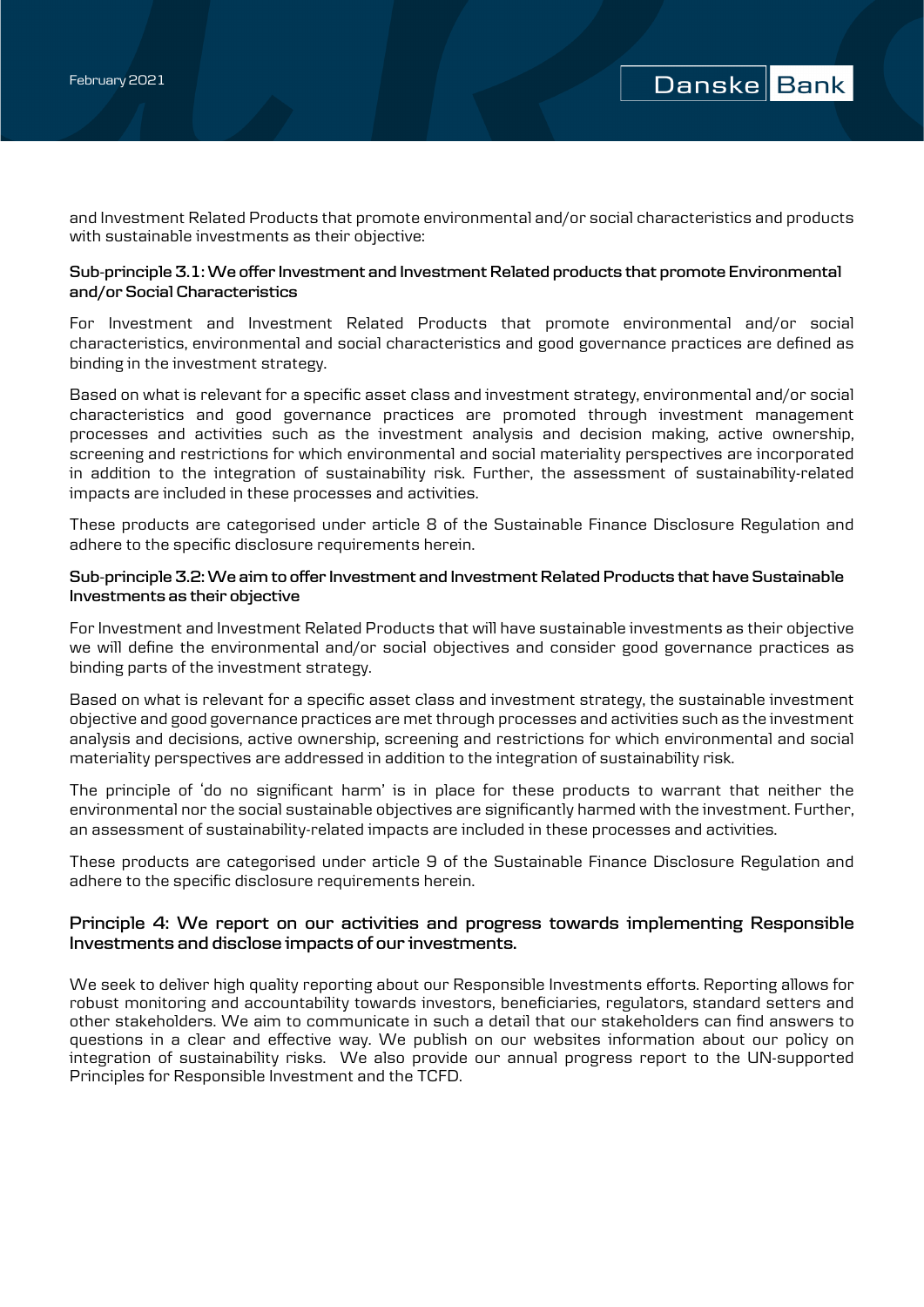and Investment Related Products that promote environmental and/or social characteristics and products with sustainable investments as their objective:

#### Sub-principle 3.1: We offer Investment and Investment Related products that promote Environmental and/or Social Characteristics

For Investment and Investment Related Products that promote environmental and/or social characteristics, environmental and social characteristics and good governance practices are defined as binding in the investment strategy.

Based on what is relevant for a specific asset class and investment strategy, environmental and/or social characteristics and good governance practices are promoted through investment management processes and activities such as the investment analysis and decision making, active ownership, screening and restrictions for which environmental and social materiality perspectives are incorporated in addition to the integration of sustainability risk. Further, the assessment of sustainability-related impacts are included in these processes and activities.

These products are categorised under article 8 of the Sustainable Finance Disclosure Regulation and adhere to the specific disclosure requirements herein.

#### Sub-principle 3.2: We aim to offer Investment and Investment Related Products that have Sustainable Investments as their objective

For Investment and Investment Related Products that will have sustainable investments as their objective we will define the environmental and/or social objectives and consider good governance practices as binding parts of the investment strategy.

Based on what is relevant for a specific asset class and investment strategy, the sustainable investment objective and good governance practices are met through processes and activities such as the investment analysis and decisions, active ownership, screening and restrictions for which environmental and social materiality perspectives are addressed in addition to the integration of sustainability risk.

The principle of 'do no significant harm' is in place for these products to warrant that neither the environmental nor the social sustainable objectives are significantly harmed with the investment. Further, an assessment of sustainability-related impacts are included in these processes and activities.

These products are categorised under article 9 of the Sustainable Finance Disclosure Regulation and adhere to the specific disclosure requirements herein.

### Principle 4: We report on our activities and progress towards implementing Responsible Investments and disclose impacts of our investments.

We seek to deliver high quality reporting about our Responsible Investments efforts. Reporting allows for robust monitoring and accountability towards investors, beneficiaries, regulators, standard setters and other stakeholders. We aim to communicate in such a detail that our stakeholders can find answers to questions in a clear and effective way. We publish on our websites information about our policy on integration of sustainability risks. We also provide our annual progress report to the UN-supported Principles for Responsible Investment and the TCFD.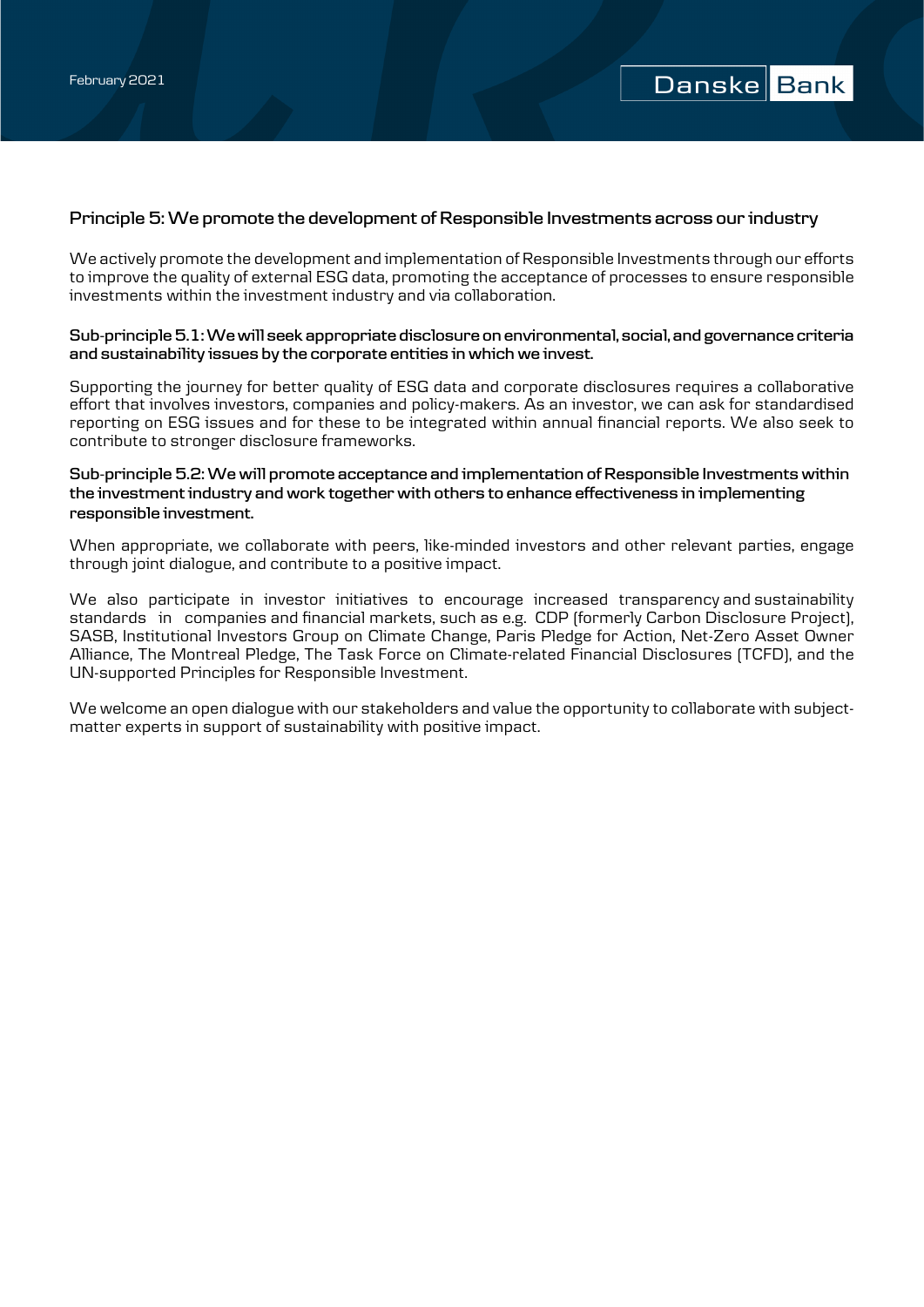## Principle 5: We promote the development of Responsible Investments across our industry

We actively promote the development and implementation of Responsible Investments through our efforts to improve the quality of external ESG data, promoting the acceptance of processes to ensure responsible investments within the investment industry and via collaboration.

**Sub-principle 5.1: We will seek appropriate disclosure on environmental, social, and governance criteria and sustainability issues by the corporate entities in which we invest.**

Supporting the journey for better quality of ESG data and corporate disclosures requires a collaborative effort that involves investors, companies and policy-makers. As an investor, we can ask for standardised reporting on ESG issues and for these to be integrated within annual financial reports. We also seek to contribute to stronger disclosure frameworks.

**Sub-principle 5.2: We will promote acceptance and implementation of Responsible Investments within the investment industry and work together with others to enhance effectiveness in implementing responsible investment.**

When appropriate, we collaborate with peers, like-minded investors and other relevant parties, engage through joint dialogue, and contribute to a positive impact.

We also participate in investor initiatives to encourage increased transparency and sustainability standards in companies and financial markets, such as e.g. CDP (formerly Carbon Disclosure Project), SASB, Institutional Investors Group on Climate Change, Paris Pledge for Action, Net-Zero Asset Owner Alliance, The Montreal Pledge, The Task Force on Climate-related Financial Disclosures (TCFD), and the UN-supported Principles for Responsible Investment.

We welcome an open dialogue with our stakeholders and value the opportunity to collaborate with subject-matter experts in support of sustainability with positive impact.